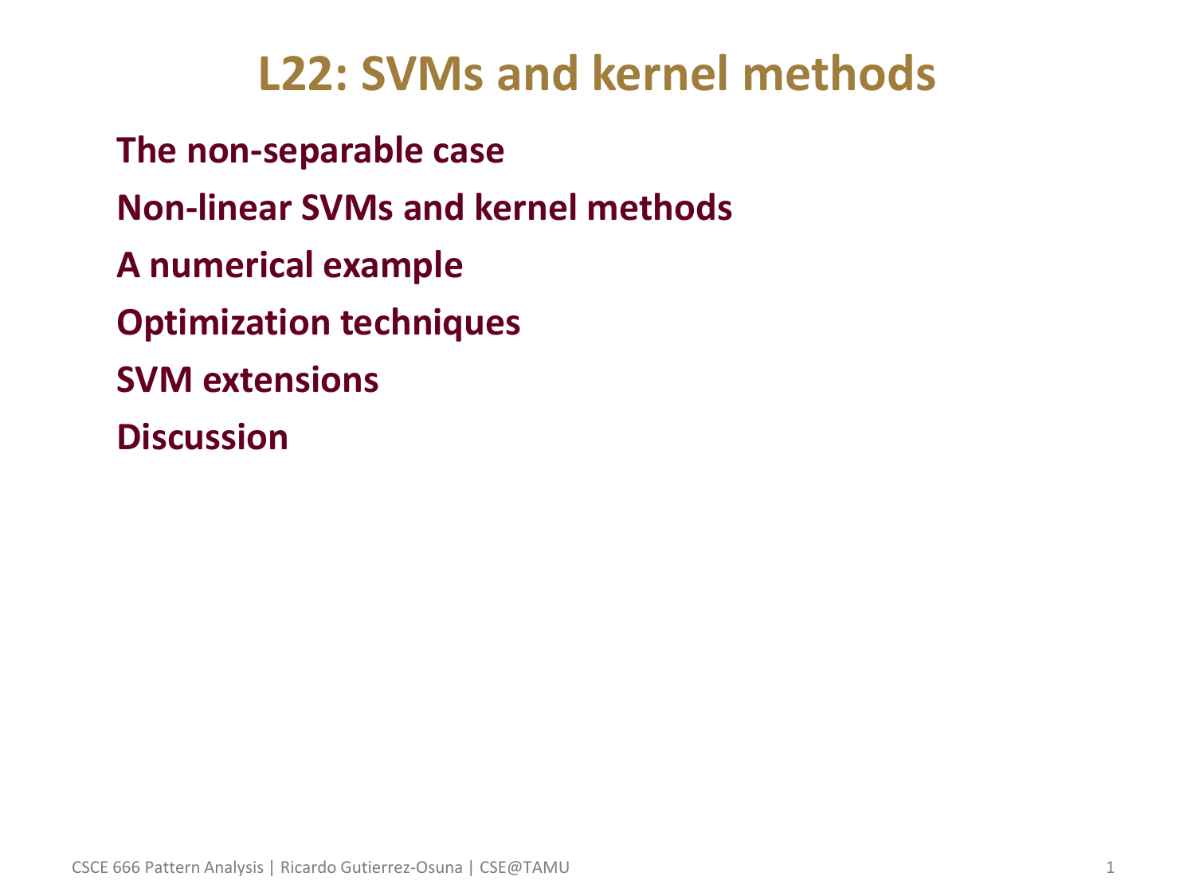# L22: SVMs and kernel methods

**The non-separable case**

**Non-linear SVMs and kernel methods**

**A numerical example**

**Optimization techniques**

**SVM extensions**

**Discussion**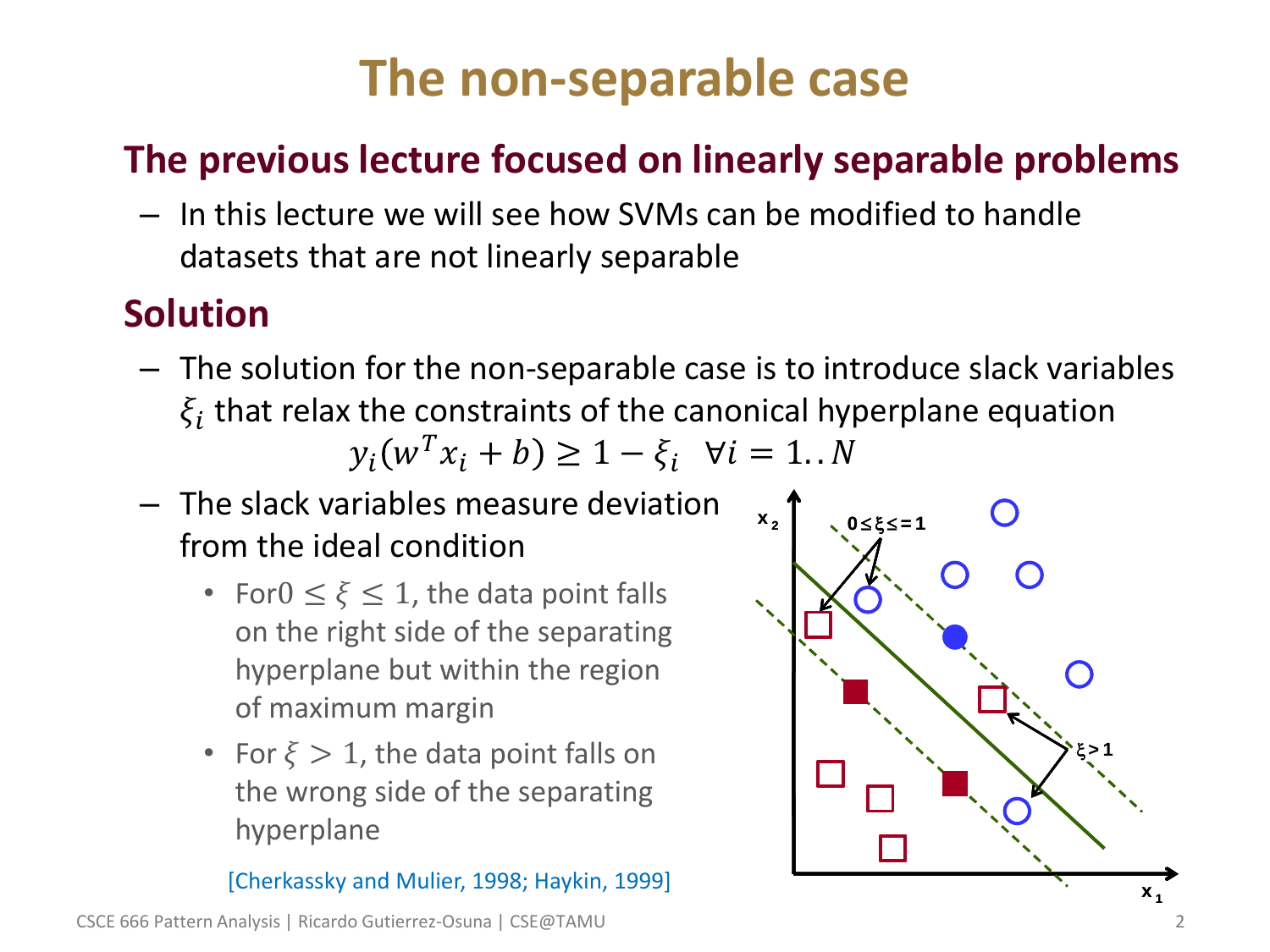# The non-separable case

## The previous lecture focused on linearly separable problems

- In this lecture we will see how SVMs can be modified to handle datasets that are not linearly separable

## Solution

- The solution for the non-separable case is to introduce slack variables $\xi_i$ that relax the constraints of the canonical hyperplane equation

$$y_i(w^T x_i + b) \geq 1 - \xi_i \quad \forall i = 1..N$$

- The slack variables measure deviation from the ideal condition
  - For $0 \leq \xi \leq 1$, the data point falls on the right side of the separating hyperplane but within the region of maximum margin
  - For $\xi > 1$, the data point falls on the wrong side of the separating hyperplane

[Cherkassky and Mulier, 1998; Haykin, 1999]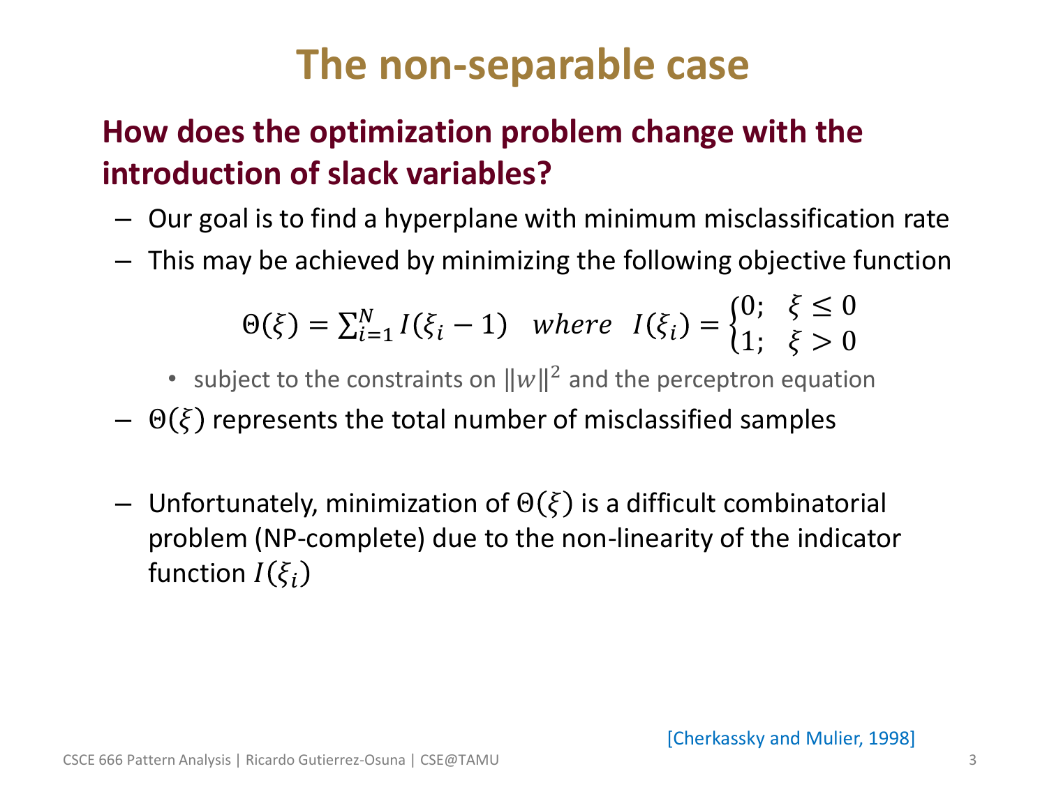# The non-separable case

## How does the optimization problem change with the introduction of slack variables?

- Our goal is to find a hyperplane with minimum misclassification rate
- This may be achieved by minimizing the following objective function

$$\Theta(\xi) = \sum_{i=1}^{N} I(\xi_i - 1) \quad where \quad I(\xi_i) = \begin{cases} 0; & \xi \leq 0 \\ 1; & \xi > 0 \end{cases}$$

  - subject to the constraints on $\|w\|^2$ and the perceptron equation
- $\Theta(\xi)$ represents the total number of misclassified samples
- Unfortunately, minimization of $\Theta(\xi)$ is a difficult combinatorial problem (NP-complete) due to the non-linearity of the indicator function $I(\xi_i)$

[Cherkassky and Mulier, 1998]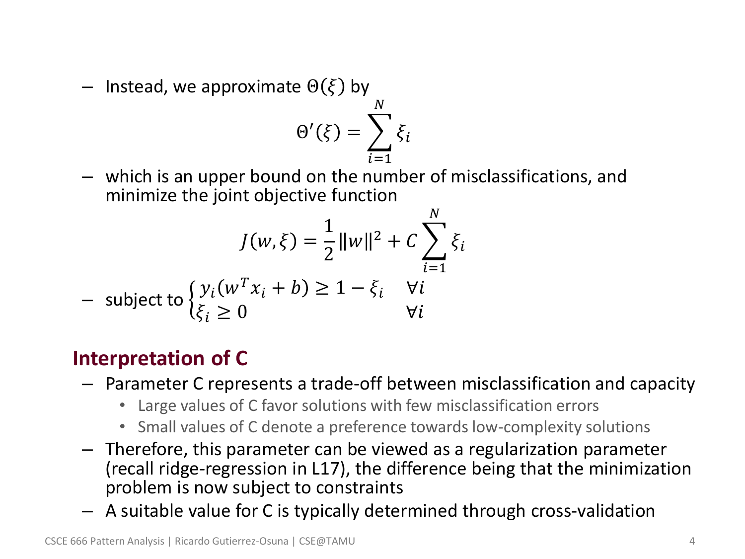- Instead, we approximate $\Theta(\xi)$ by

$$\Theta'(\xi) = \sum_{i=1}^{N} \xi_i$$

- which is an upper bound on the number of misclassifications, and minimize the joint objective function

$$J(w, \xi) = \frac{1}{2}\|w\|^2 + C\sum_{i=1}^{N} \xi_i$$

- subject to $\begin{cases} y_i(w^T x_i + b) \geq 1 - \xi_i & \forall i \\ \xi_i \geq 0 & \forall i \end{cases}$

## Interpretation of C

- Parameter C represents a trade-off between misclassification and capacity
  - Large values of C favor solutions with few misclassification errors
  - Small values of C denote a preference towards low-complexity solutions
- Therefore, this parameter can be viewed as a regularization parameter (recall ridge-regression in L17), the difference being that the minimization problem is now subject to constraints
- A suitable value for C is typically determined through cross-validation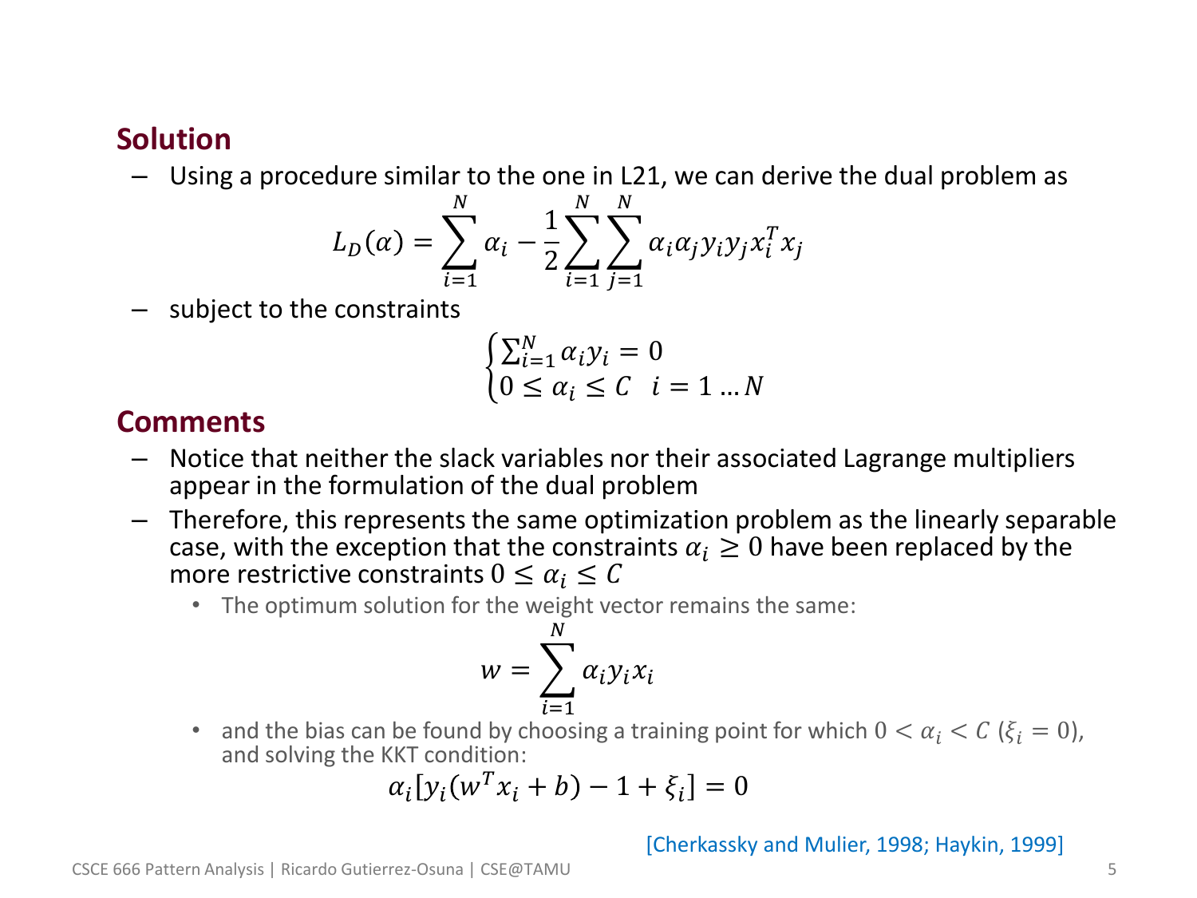## Solution

- Using a procedure similar to the one in L21, we can derive the dual problem as

$$L_D(\alpha) = \sum_{i=1}^{N} \alpha_i - \frac{1}{2} \sum_{i=1}^{N} \sum_{j=1}^{N} \alpha_i \alpha_j y_i y_j x_i^T x_j$$

- subject to the constraints

$$\begin{cases} \sum_{i=1}^{N} \alpha_i y_i = 0 \\ 0 \leq \alpha_i \leq C \quad i = 1 \dots N \end{cases}$$

## Comments

- Notice that neither the slack variables nor their associated Lagrange multipliers appear in the formulation of the dual problem
- Therefore, this represents the same optimization problem as the linearly separable case, with the exception that the constraints $\alpha_i \geq 0$ have been replaced by the more restrictive constraints $0 \leq \alpha_i \leq C$
  - The optimum solution for the weight vector remains the same:

$$w = \sum_{i=1}^{N} \alpha_i y_i x_i$$

  - and the bias can be found by choosing a training point for which $0 < \alpha_i < C$ ($\xi_i = 0$), and solving the KKT condition:

$$\alpha_i [y_i(w^T x_i + b) - 1 + \xi_i] = 0$$

[Cherkassky and Mulier, 1998; Haykin, 1999]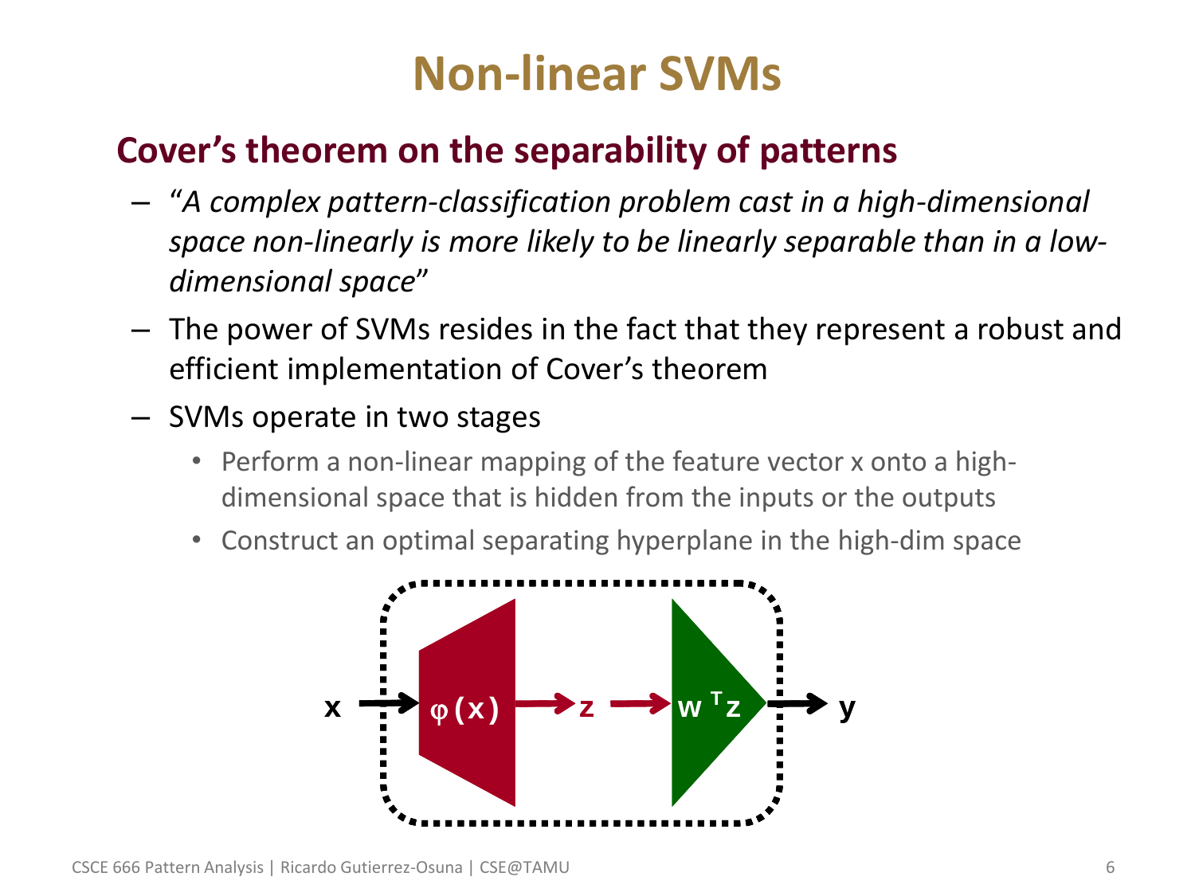# Non-linear SVMs

## Cover's theorem on the separability of patterns

- "*A complex pattern-classification problem cast in a high-dimensional space non-linearly is more likely to be linearly separable than in a low-dimensional space*"
- The power of SVMs resides in the fact that they represent a robust and efficient implementation of Cover's theorem
- SVMs operate in two stages
  - Perform a non-linear mapping of the feature vector x onto a high-dimensional space that is hidden from the inputs or the outputs
  - Construct an optimal separating hyperplane in the high-dim space

$$x \rightarrow \varphi(x) \rightarrow z \rightarrow w^T z \rightarrow y$$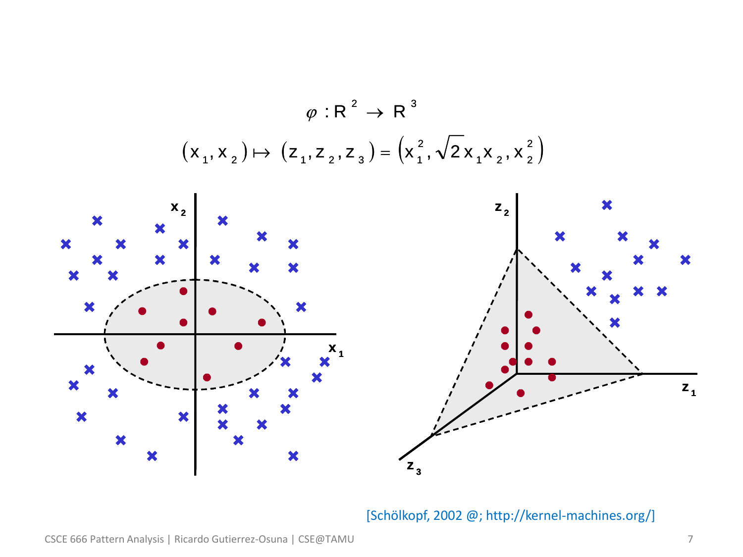$$\varphi : \mathrm{R}^2 \rightarrow \mathrm{R}^3$$

$$(x_1, x_2) \mapsto (z_1, z_2, z_3) = \left(x_1^2, \sqrt{2}\,x_1 x_2, x_2^2\right)$$

[Schölkopf, 2002 @; http://kernel-machines.org/]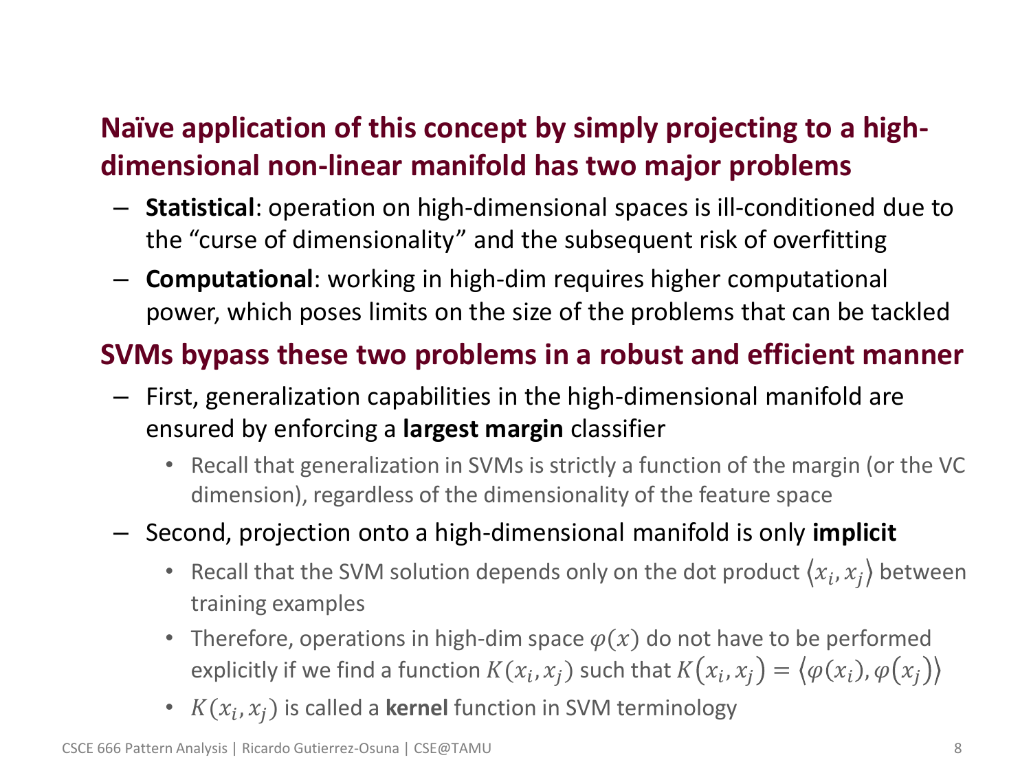**Naïve application of this concept by simply projecting to a high-dimensional non-linear manifold has two major problems**

- **Statistical**: operation on high-dimensional spaces is ill-conditioned due to the "curse of dimensionality" and the subsequent risk of overfitting
- **Computational**: working in high-dim requires higher computational power, which poses limits on the size of the problems that can be tackled

**SVMs bypass these two problems in a robust and efficient manner**

- First, generalization capabilities in the high-dimensional manifold are ensured by enforcing a **largest margin** classifier
  - Recall that generalization in SVMs is strictly a function of the margin (or the VC dimension), regardless of the dimensionality of the feature space
- Second, projection onto a high-dimensional manifold is only **implicit**
  - Recall that the SVM solution depends only on the dot product $\langle x_i, x_j \rangle$ between training examples
  - Therefore, operations in high-dim space $\varphi(x)$ do not have to be performed explicitly if we find a function $K(x_i, x_j)$ such that $K(x_i, x_j) = \langle \varphi(x_i), \varphi(x_j) \rangle$
  - $K(x_i, x_j)$ is called a **kernel** function in SVM terminology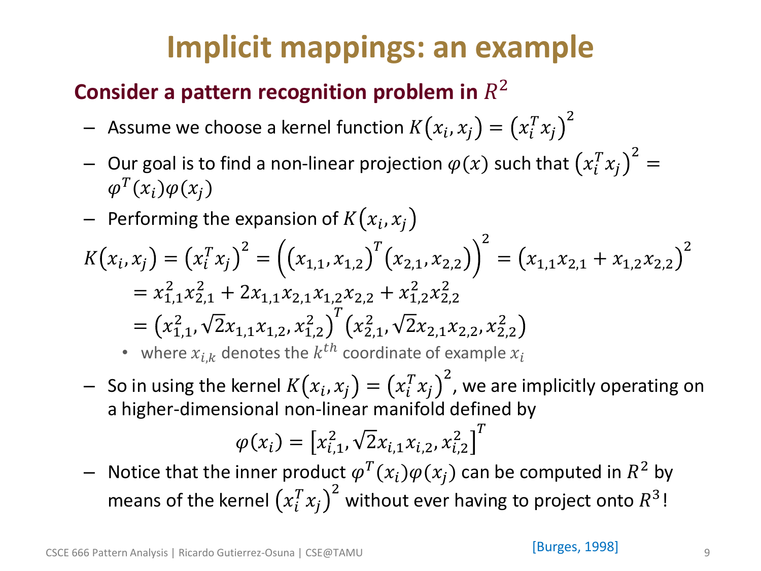# Implicit mappings: an example

**Consider a pattern recognition problem in $R^2$**

- Assume we choose a kernel function $K(x_i, x_j) = (x_i^T x_j)^2$
- Our goal is to find a non-linear projection $\varphi(x)$ such that $(x_i^T x_j)^2 = \varphi^T(x_i)\varphi(x_j)$
- Performing the expansion of $K(x_i, x_j)$

$$K(x_i, x_j) = (x_i^T x_j)^2 = \left((x_{1,1}, x_{1,2})^T (x_{2,1}, x_{2,2})\right)^2 = (x_{1,1}x_{2,1} + x_{1,2}x_{2,2})^2$$

$$= x_{1,1}^2 x_{2,1}^2 + 2x_{1,1}x_{2,1}x_{1,2}x_{2,2} + x_{1,2}^2 x_{2,2}^2$$

$$= \left(x_{1,1}^2, \sqrt{2}x_{1,1}x_{1,2}, x_{1,2}^2\right)^T \left(x_{2,1}^2, \sqrt{2}x_{2,1}x_{2,2}, x_{2,2}^2\right)$$

  - where $x_{i,k}$ denotes the $k^{th}$ coordinate of example $x_i$

- So in using the kernel $K(x_i, x_j) = (x_i^T x_j)^2$, we are implicitly operating on a higher-dimensional non-linear manifold defined by

$$\varphi(x_i) = \left[x_{i,1}^2, \sqrt{2}x_{i,1}x_{i,2}, x_{i,2}^2\right]^T$$

- Notice that the inner product $\varphi^T(x_i)\varphi(x_j)$ can be computed in $R^2$ by means of the kernel $(x_i^T x_j)^2$ without ever having to project onto $R^3$!

[Burges, 1998]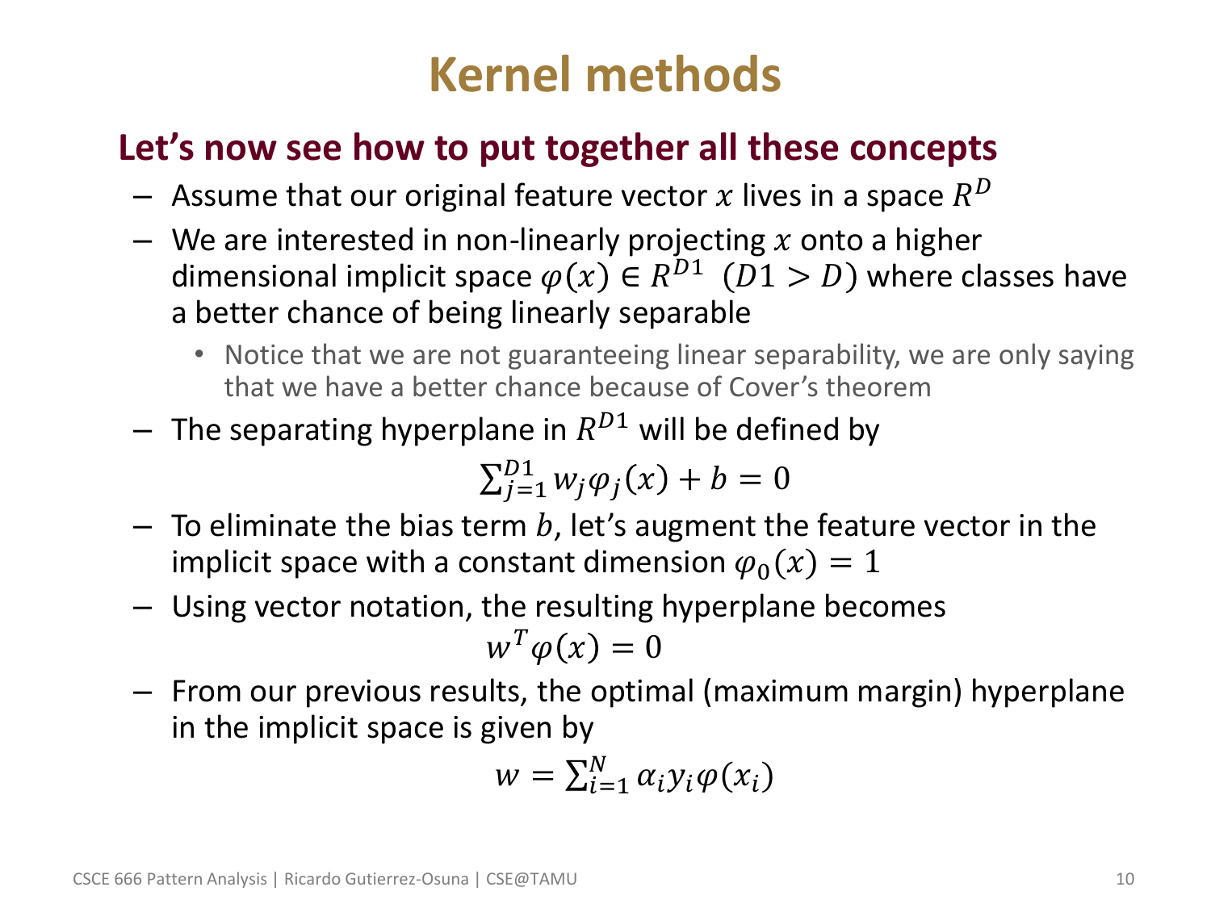# Kernel methods

## Let's now see how to put together all these concepts

- Assume that our original feature vector $x$ lives in a space $R^D$
- We are interested in non-linearly projecting $x$ onto a higher dimensional implicit space $\varphi(x) \in R^{D1}$ $(D1 > D)$ where classes have a better chance of being linearly separable
  - Notice that we are not guaranteeing linear separability, we are only saying that we have a better chance because of Cover's theorem
- The separating hyperplane in $R^{D1}$ will be defined by

$$\sum_{j=1}^{D1} w_j \varphi_j(x) + b = 0$$

- To eliminate the bias term $b$, let's augment the feature vector in the implicit space with a constant dimension $\varphi_0(x) = 1$
- Using vector notation, the resulting hyperplane becomes

$$w^T \varphi(x) = 0$$

- From our previous results, the optimal (maximum margin) hyperplane in the implicit space is given by

$$w = \sum_{i=1}^{N} \alpha_i y_i \varphi(x_i)$$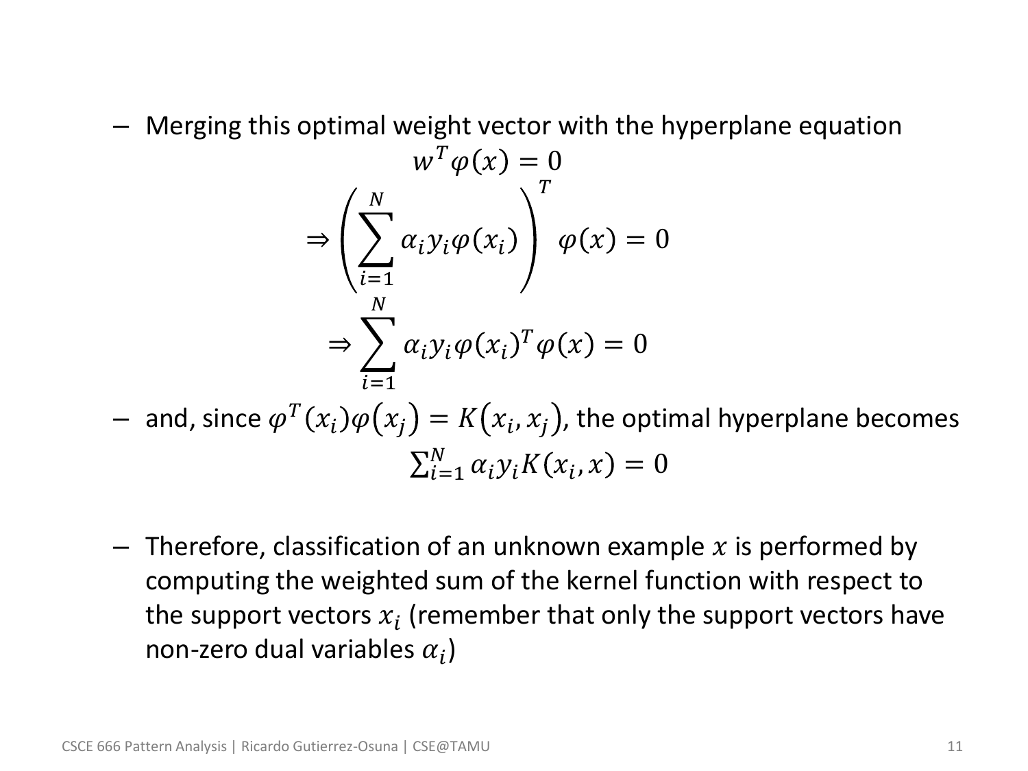- Merging this optimal weight vector with the hyperplane equation

$$w^T \varphi(x) = 0$$

$$\Rightarrow \left( \sum_{i=1}^{N} \alpha_i y_i \varphi(x_i) \right)^T \varphi(x) = 0$$

$$\Rightarrow \sum_{i=1}^{N} \alpha_i y_i \varphi(x_i)^T \varphi(x) = 0$$

- and, since $\varphi^T(x_i)\varphi(x_j) = K(x_i, x_j)$, the optimal hyperplane becomes

$$\sum_{i=1}^{N} \alpha_i y_i K(x_i, x) = 0$$

- Therefore, classification of an unknown example $x$ is performed by computing the weighted sum of the kernel function with respect to the support vectors $x_i$ (remember that only the support vectors have non-zero dual variables $\alpha_i$)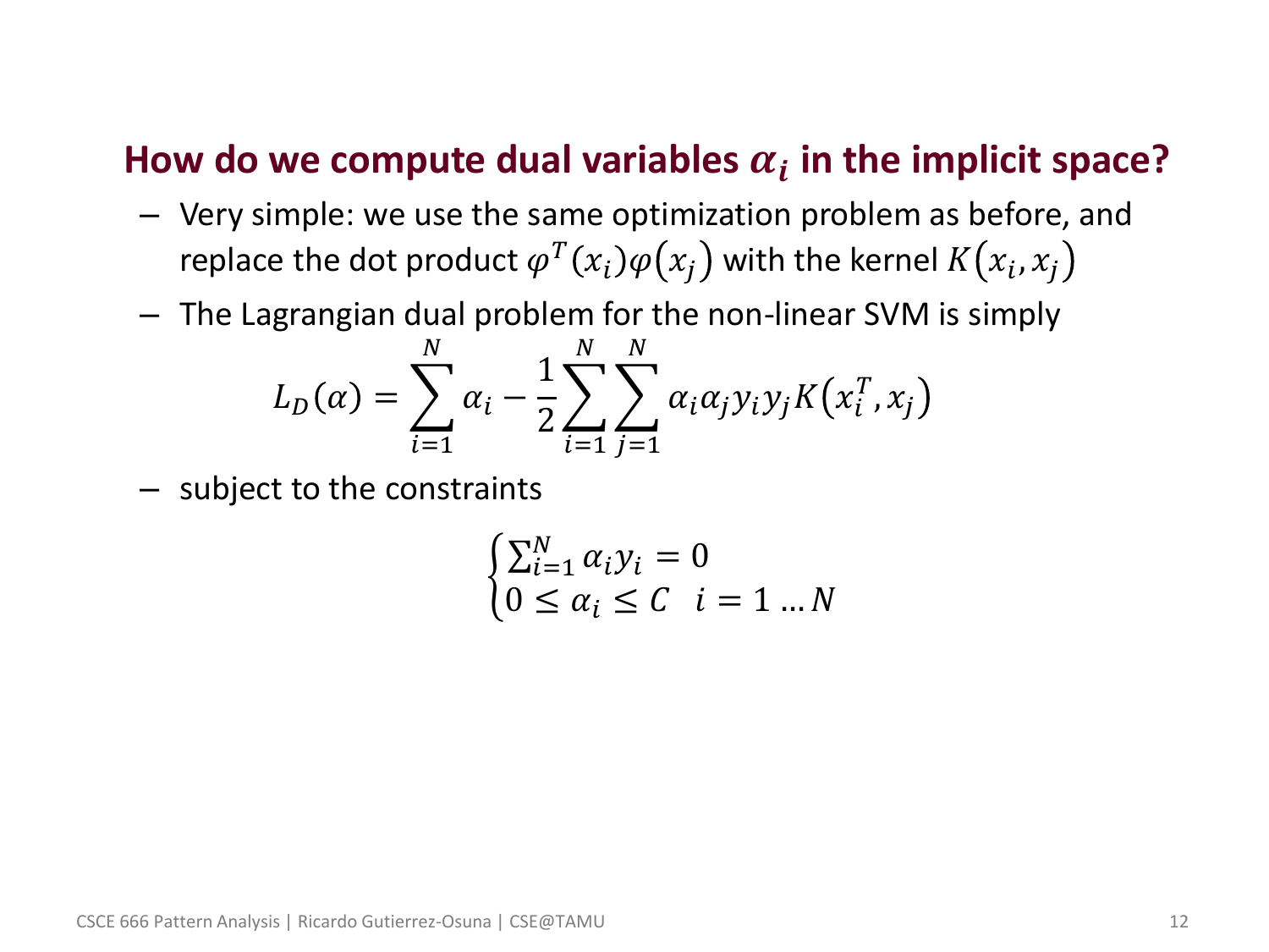## How do we compute dual variables $\alpha_i$ in the implicit space?

- Very simple: we use the same optimization problem as before, and replace the dot product $\varphi^T(x_i)\varphi(x_j)$ with the kernel $K(x_i, x_j)$
- The Lagrangian dual problem for the non-linear SVM is simply

$$L_D(\alpha) = \sum_{i=1}^{N} \alpha_i - \frac{1}{2}\sum_{i=1}^{N}\sum_{j=1}^{N} \alpha_i \alpha_j y_i y_j K\left(x_i^T, x_j\right)$$

- subject to the constraints

$$\begin{cases} \sum_{i=1}^{N} \alpha_i y_i = 0 \\ 0 \leq \alpha_i \leq C \quad i = 1 \dots N \end{cases}$$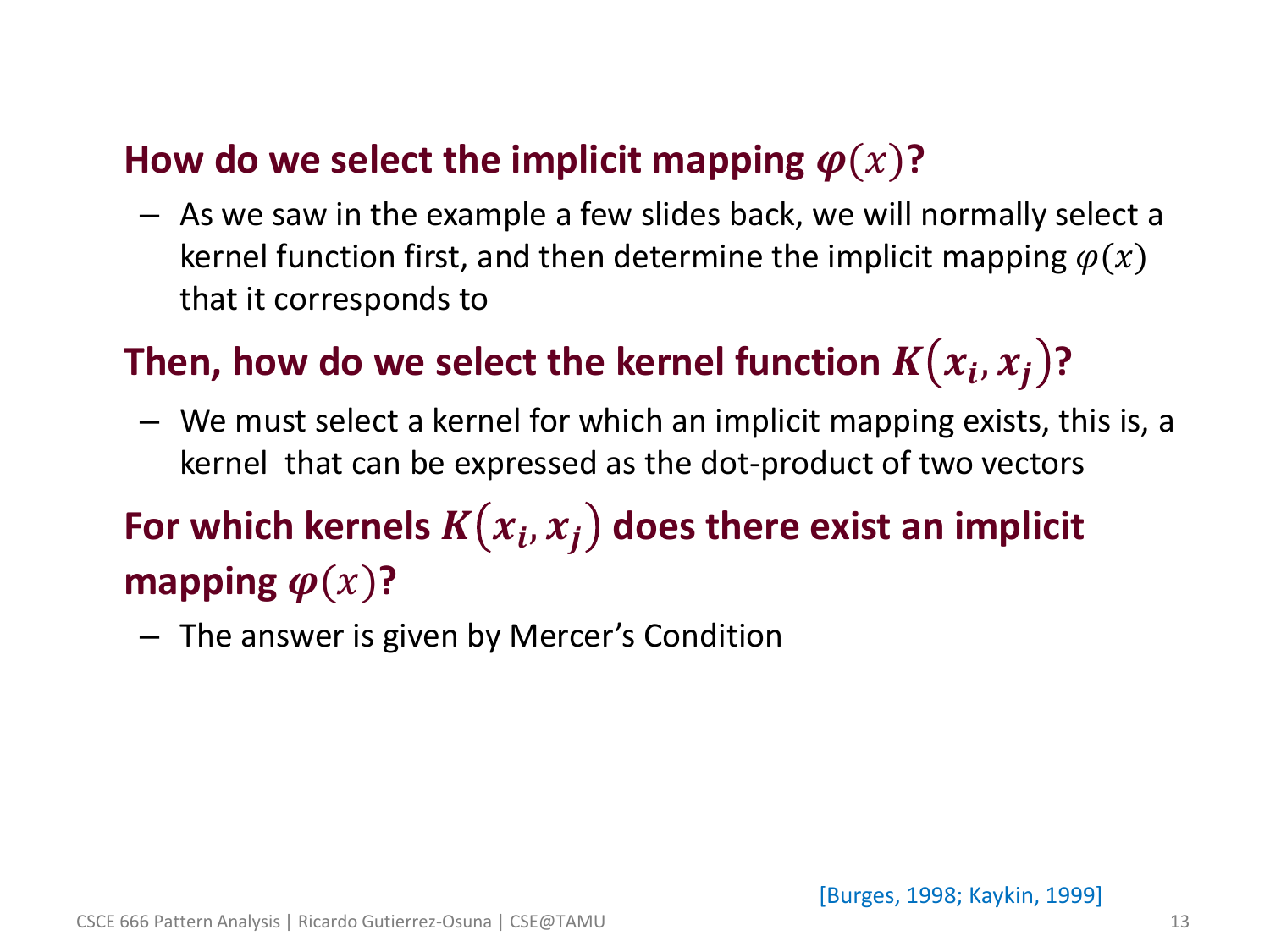**How do we select the implicit mapping $\varphi(x)$?**

– As we saw in the example a few slides back, we will normally select a kernel function first, and then determine the implicit mapping $\varphi(x)$ that it corresponds to

**Then, how do we select the kernel function $K(x_i, x_j)$?**

– We must select a kernel for which an implicit mapping exists, this is, a kernel that can be expressed as the dot-product of two vectors

**For which kernels $K(x_i, x_j)$ does there exist an implicit mapping $\varphi(x)$?**

– The answer is given by Mercer's Condition

[Burges, 1998; Kaykin, 1999]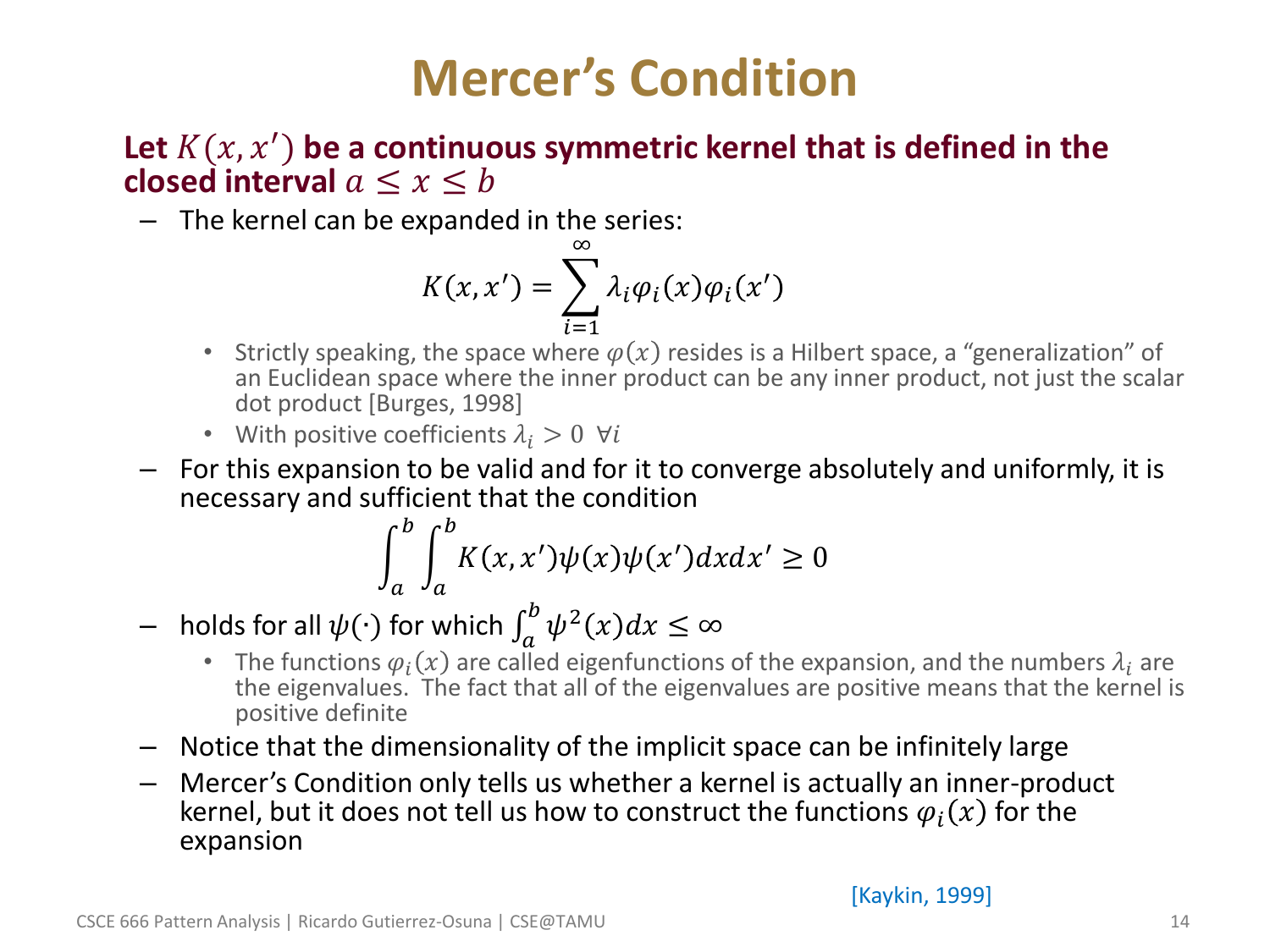# Mercer's Condition

**Let $K(x, x')$ be a continuous symmetric kernel that is defined in the closed interval $a \leq x \leq b$**

- The kernel can be expanded in the series:

$$K(x, x') = \sum_{i=1}^{\infty} \lambda_i \varphi_i(x) \varphi_i(x')$$

  - Strictly speaking, the space where $\varphi(x)$ resides is a Hilbert space, a "generalization" of an Euclidean space where the inner product can be any inner product, not just the scalar dot product [Burges, 1998]
  - With positive coefficients $\lambda_i > 0 \ \forall i$

- For this expansion to be valid and for it to converge absolutely and uniformly, it is necessary and sufficient that the condition

$$\int_a^b \int_a^b K(x, x') \psi(x) \psi(x') dx dx' \geq 0$$

- holds for all $\psi(\cdot)$ for which $\int_a^b \psi^2(x) dx \leq \infty$
  - The functions $\varphi_i(x)$ are called eigenfunctions of the expansion, and the numbers $\lambda_i$ are the eigenvalues. The fact that all of the eigenvalues are positive means that the kernel is positive definite

- Notice that the dimensionality of the implicit space can be infinitely large
- Mercer's Condition only tells us whether a kernel is actually an inner-product kernel, but it does not tell us how to construct the functions $\varphi_i(x)$ for the expansion

[Kaykin, 1999]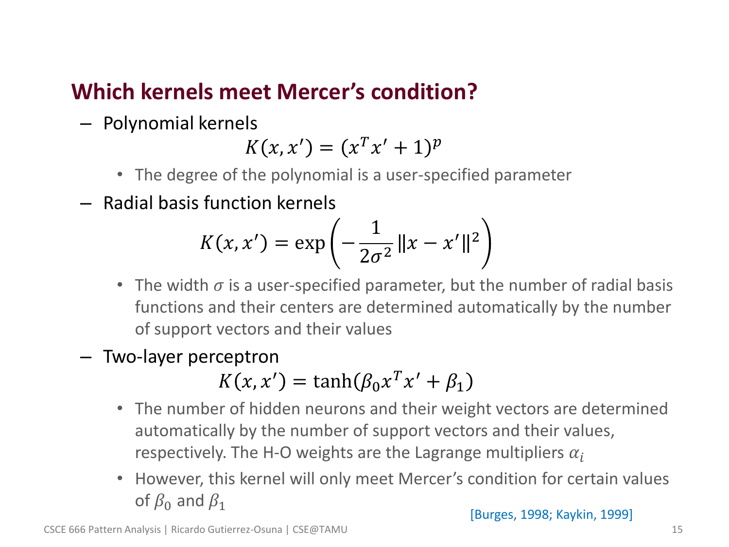## Which kernels meet Mercer's condition?

- Polynomial kernels

$$K(x, x') = (x^T x' + 1)^p$$

  - The degree of the polynomial is a user-specified parameter

- Radial basis function kernels

$$K(x, x') = \exp\left(-\frac{1}{2\sigma^2}\|x - x'\|^2\right)$$

  - The width $\sigma$ is a user-specified parameter, but the number of radial basis functions and their centers are determined automatically by the number of support vectors and their values

- Two-layer perceptron

$$K(x, x') = \tanh(\beta_0 x^T x' + \beta_1)$$

  - The number of hidden neurons and their weight vectors are determined automatically by the number of support vectors and their values, respectively. The H-O weights are the Lagrange multipliers $\alpha_i$
  - However, this kernel will only meet Mercer's condition for certain values of $\beta_0$ and $\beta_1$

[Burges, 1998; Kaykin, 1999]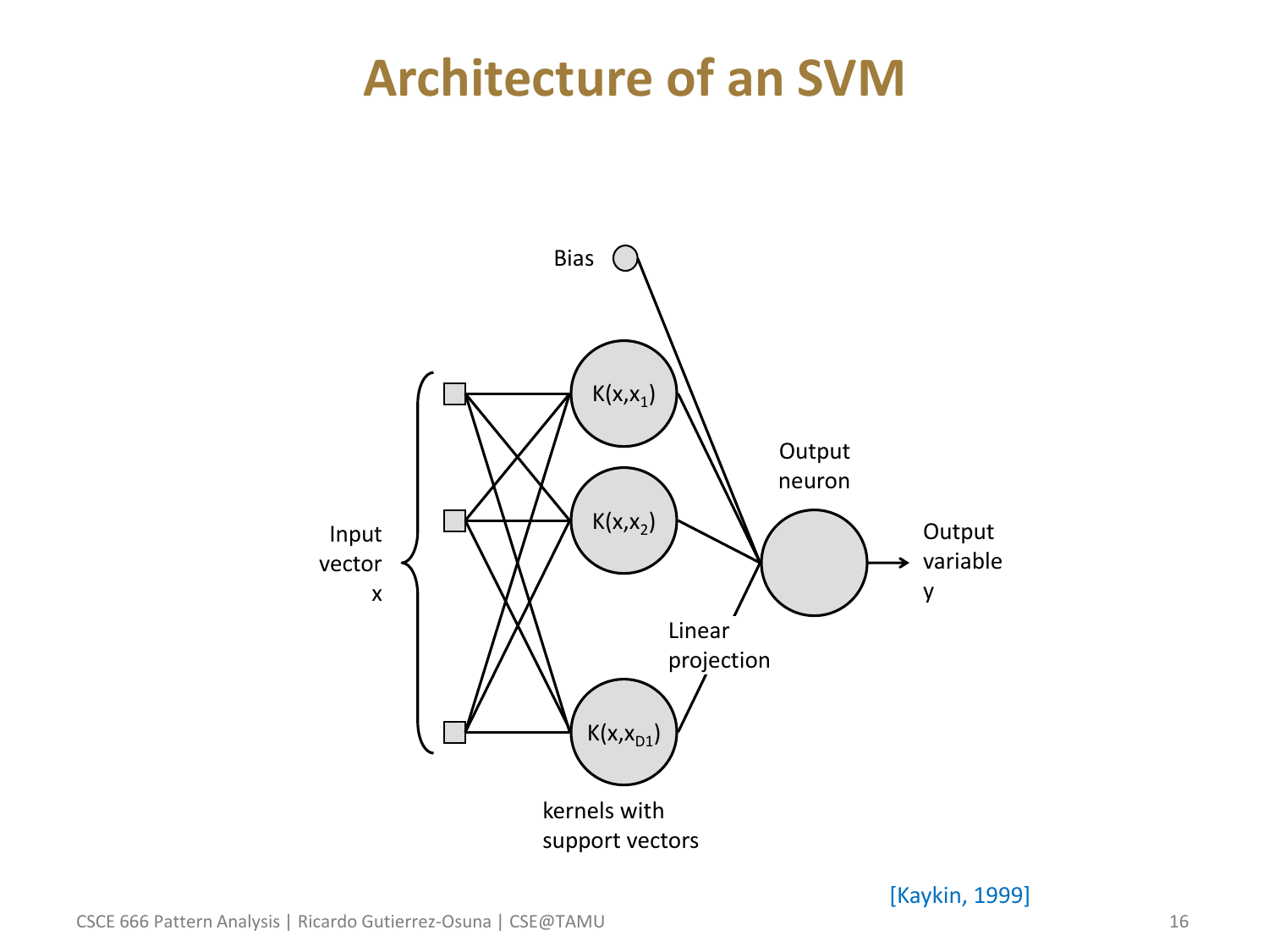# Architecture of an SVM

Bias

Input vector x

$K(x,x_1)$

$K(x,x_2)$

$K(x,x_{D1})$

kernels with support vectors

Linear projection

Output neuron

Output variable y

[Kaykin, 1999]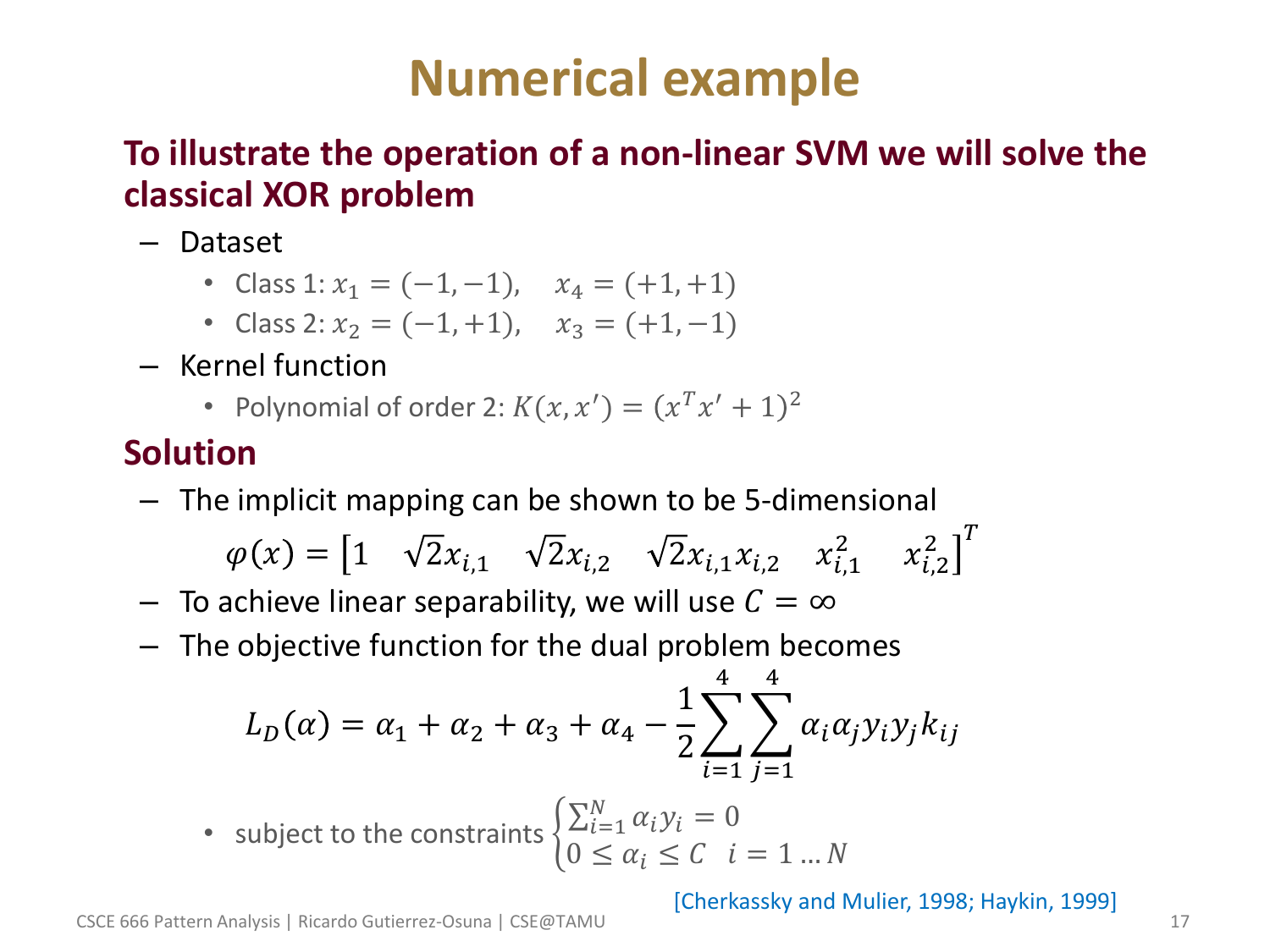# Numerical example

**To illustrate the operation of a non-linear SVM we will solve the classical XOR problem**

- Dataset
  - Class 1: $x_1 = (-1, -1), \quad x_4 = (+1, +1)$
  - Class 2: $x_2 = (-1, +1), \quad x_3 = (+1, -1)$
- Kernel function
  - Polynomial of order 2: $K(x, x') = (x^T x' + 1)^2$

## Solution

- The implicit mapping can be shown to be 5-dimensional

$$\varphi(x) = \begin{bmatrix} 1 & \sqrt{2}x_{i,1} & \sqrt{2}x_{i,2} & \sqrt{2}x_{i,1}x_{i,2} & x_{i,1}^2 & x_{i,2}^2 \end{bmatrix}^T$$

- To achieve linear separability, we will use $C = \infty$
- The objective function for the dual problem becomes

$$L_D(\alpha) = \alpha_1 + \alpha_2 + \alpha_3 + \alpha_4 - \frac{1}{2}\sum_{i=1}^{4}\sum_{j=1}^{4}\alpha_i\alpha_j y_i y_j k_{ij}$$

  - subject to the constraints $\begin{cases} \sum_{i=1}^{N} \alpha_i y_i = 0 \\ 0 \leq \alpha_i \leq C \quad i = 1 \dots N \end{cases}$

[Cherkassky and Mulier, 1998; Haykin, 1999]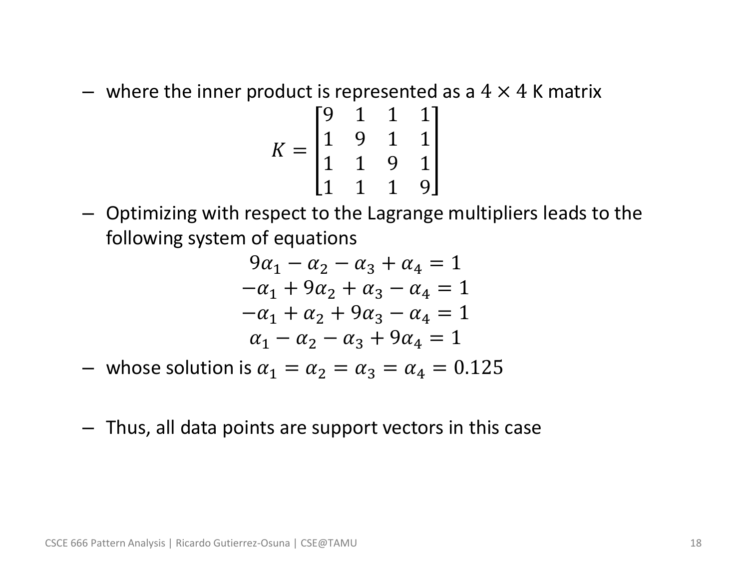- where the inner product is represented as a $4 \times 4$ K matrix

$$K = \begin{bmatrix} 9 & 1 & 1 & 1 \\ 1 & 9 & 1 & 1 \\ 1 & 1 & 9 & 1 \\ 1 & 1 & 1 & 9 \end{bmatrix}$$

- Optimizing with respect to the Lagrange multipliers leads to the following system of equations

$$\begin{aligned} 9\alpha_1 - \alpha_2 - \alpha_3 + \alpha_4 &= 1 \\ -\alpha_1 + 9\alpha_2 + \alpha_3 - \alpha_4 &= 1 \\ -\alpha_1 + \alpha_2 + 9\alpha_3 - \alpha_4 &= 1 \\ \alpha_1 - \alpha_2 - \alpha_3 + 9\alpha_4 &= 1 \end{aligned}$$

- whose solution is $\alpha_1 = \alpha_2 = \alpha_3 = \alpha_4 = 0.125$

- Thus, all data points are support vectors in this case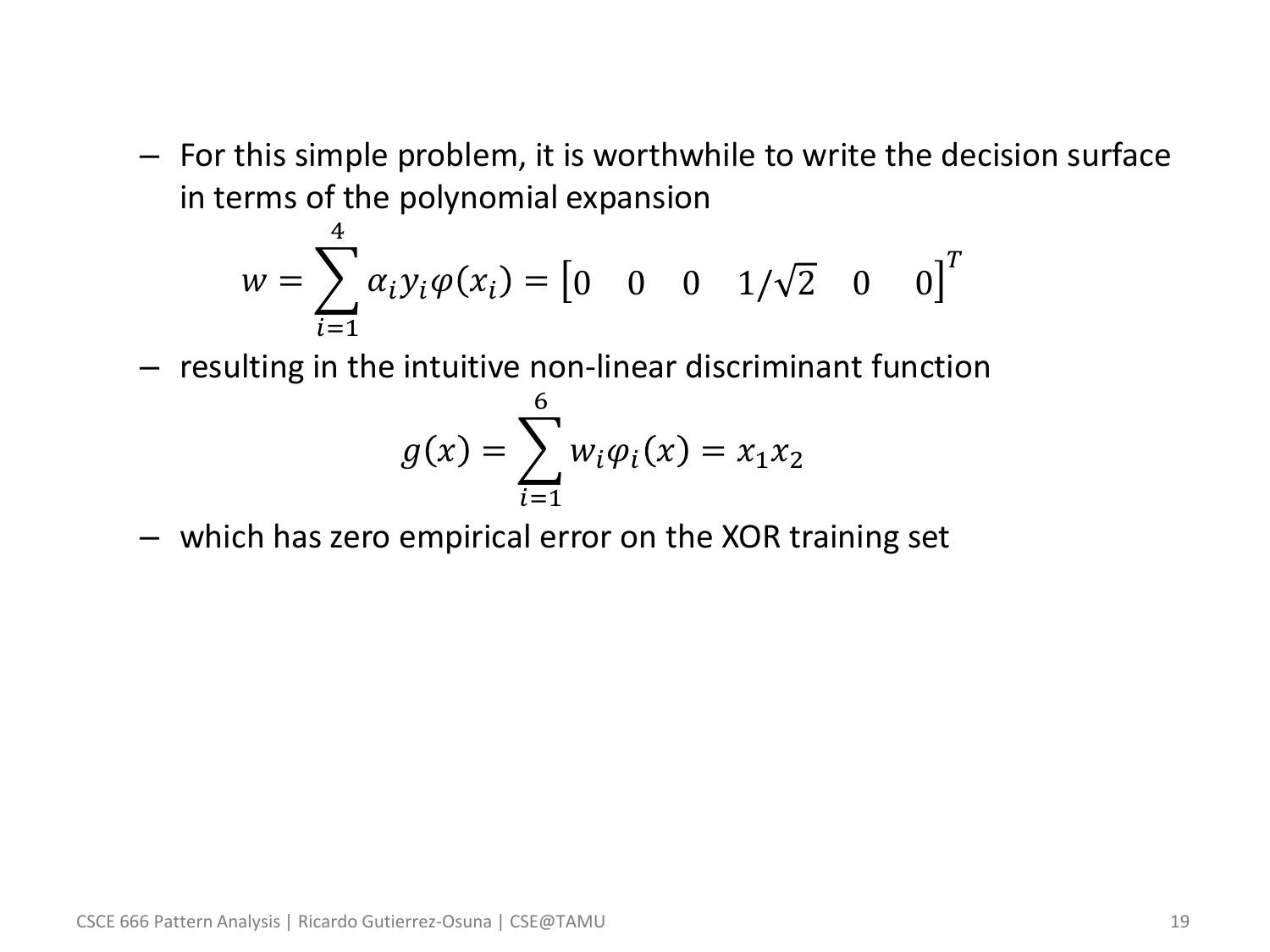- For this simple problem, it is worthwhile to write the decision surface in terms of the polynomial expansion

$$w = \sum_{i=1}^{4} \alpha_i y_i \varphi(x_i) = \begin{bmatrix} 0 & 0 & 0 & 1/\sqrt{2} & 0 & 0 \end{bmatrix}^T$$

- resulting in the intuitive non-linear discriminant function

$$g(x) = \sum_{i=1}^{6} w_i \varphi_i(x) = x_1 x_2$$

- which has zero empirical error on the XOR training set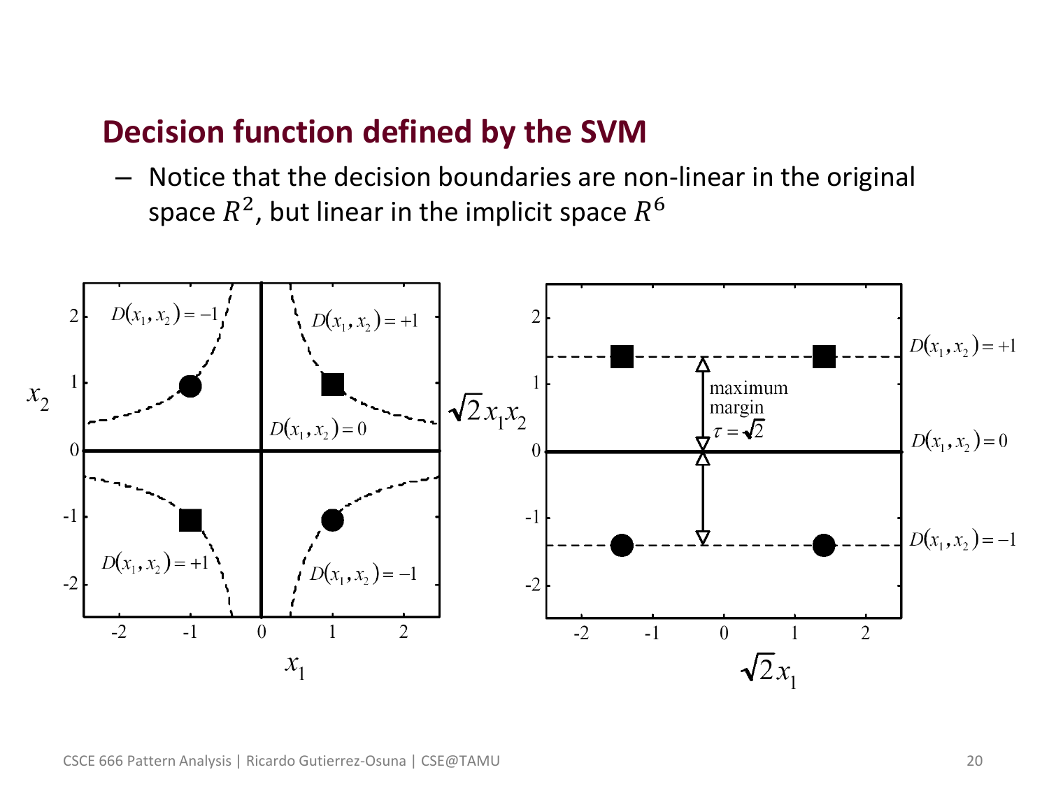## Decision function defined by the SVM

- Notice that the decision boundaries are non-linear in the original space $R^2$, but linear in the implicit space $R^6$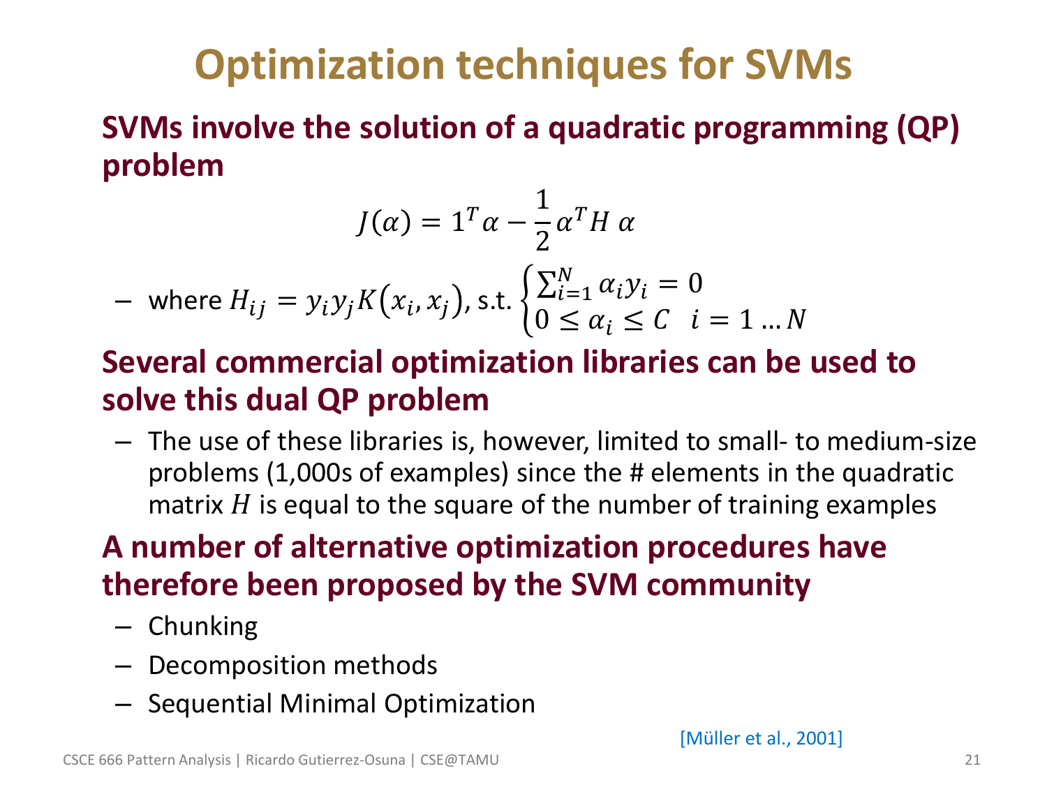# Optimization techniques for SVMs

**SVMs involve the solution of a quadratic programming (QP) problem**

$$J(\alpha) = 1^T \alpha - \frac{1}{2} \alpha^T H \alpha$$

– where $H_{ij} = y_i y_j K(x_i, x_j)$, s.t. $\begin{cases} \sum_{i=1}^{N} \alpha_i y_i = 0 \\ 0 \le \alpha_i \le C \quad i = 1 \ldots N \end{cases}$

**Several commercial optimization libraries can be used to solve this dual QP problem**

– The use of these libraries is, however, limited to small- to medium-size problems (1,000s of examples) since the # elements in the quadratic matrix $H$ is equal to the square of the number of training examples

**A number of alternative optimization procedures have therefore been proposed by the SVM community**

– Chunking
– Decomposition methods
– Sequential Minimal Optimization

[Müller et al., 2001]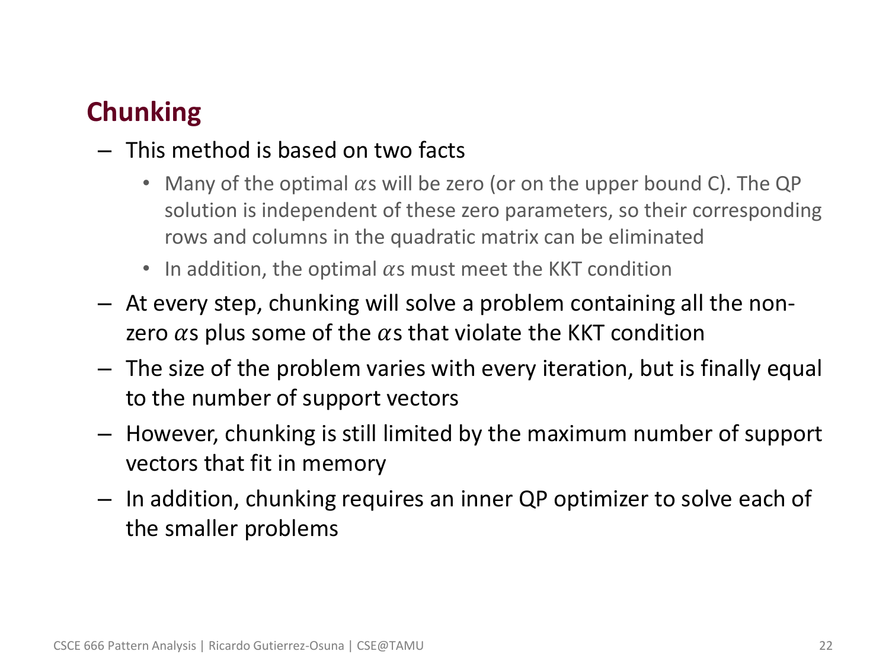## Chunking

- This method is based on two facts
  - Many of the optimal $\alpha$s will be zero (or on the upper bound C). The QP solution is independent of these zero parameters, so their corresponding rows and columns in the quadratic matrix can be eliminated
  - In addition, the optimal $\alpha$s must meet the KKT condition
- At every step, chunking will solve a problem containing all the non-zero $\alpha$s plus some of the $\alpha$s that violate the KKT condition
- The size of the problem varies with every iteration, but is finally equal to the number of support vectors
- However, chunking is still limited by the maximum number of support vectors that fit in memory
- In addition, chunking requires an inner QP optimizer to solve each of the smaller problems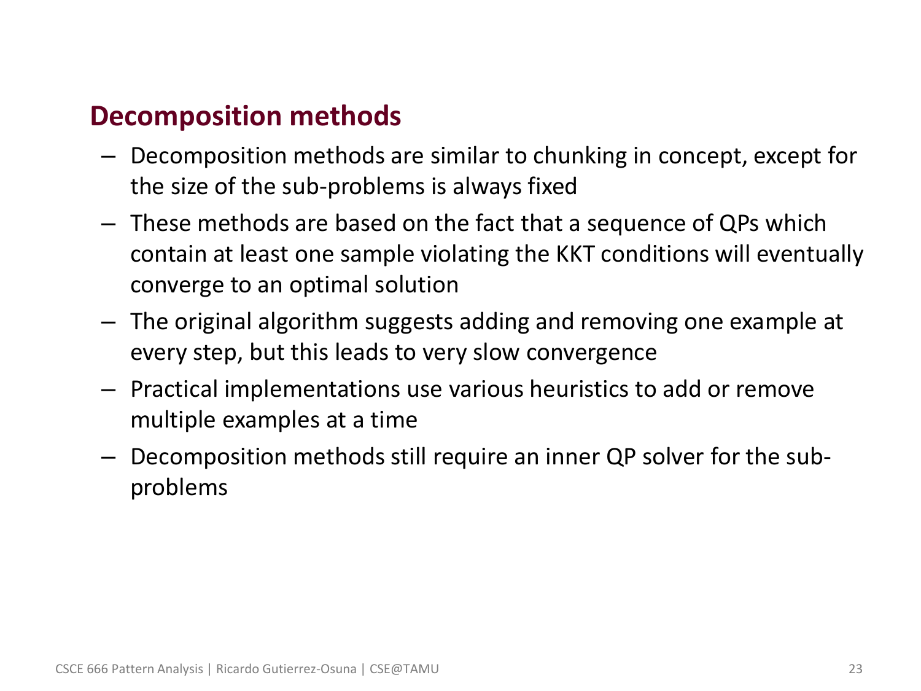## Decomposition methods

- Decomposition methods are similar to chunking in concept, except for the size of the sub-problems is always fixed
- These methods are based on the fact that a sequence of QPs which contain at least one sample violating the KKT conditions will eventually converge to an optimal solution
- The original algorithm suggests adding and removing one example at every step, but this leads to very slow convergence
- Practical implementations use various heuristics to add or remove multiple examples at a time
- Decomposition methods still require an inner QP solver for the sub-problems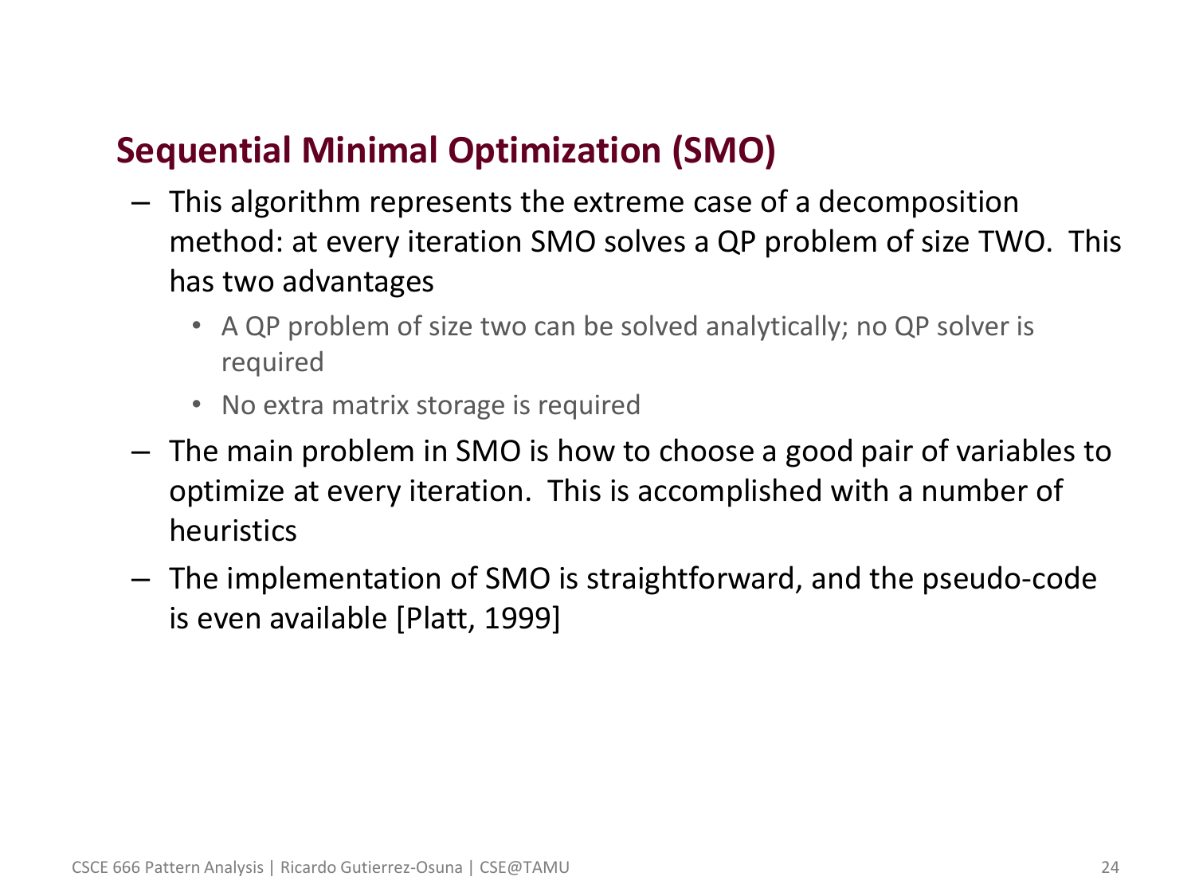## Sequential Minimal Optimization (SMO)

- This algorithm represents the extreme case of a decomposition method: at every iteration SMO solves a QP problem of size TWO. This has two advantages
  - A QP problem of size two can be solved analytically; no QP solver is required
  - No extra matrix storage is required
- The main problem in SMO is how to choose a good pair of variables to optimize at every iteration. This is accomplished with a number of heuristics
- The implementation of SMO is straightforward, and the pseudo-code is even available [Platt, 1999]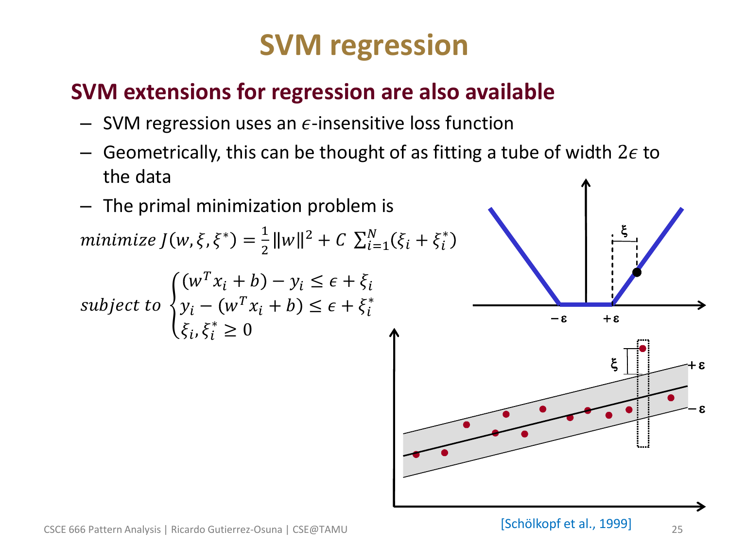# SVM regression

## SVM extensions for regression are also available

- SVM regression uses an $\epsilon$-insensitive loss function
- Geometrically, this can be thought of as fitting a tube of width $2\epsilon$ to the data
- The primal minimization problem is

$$minimize\ J(w,\xi,\xi^*) = \frac{1}{2}\|w\|^2 + C\ \sum_{i=1}^{N}(\xi_i + \xi_i^*)$$

$$subject\ to \begin{cases} (w^T x_i + b) - y_i \leq \epsilon + \xi_i \\ y_i - (w^T x_i + b) \leq \epsilon + \xi_i^* \\ \xi_i, \xi_i^* \geq 0 \end{cases}$$

[Schölkopf et al., 1999]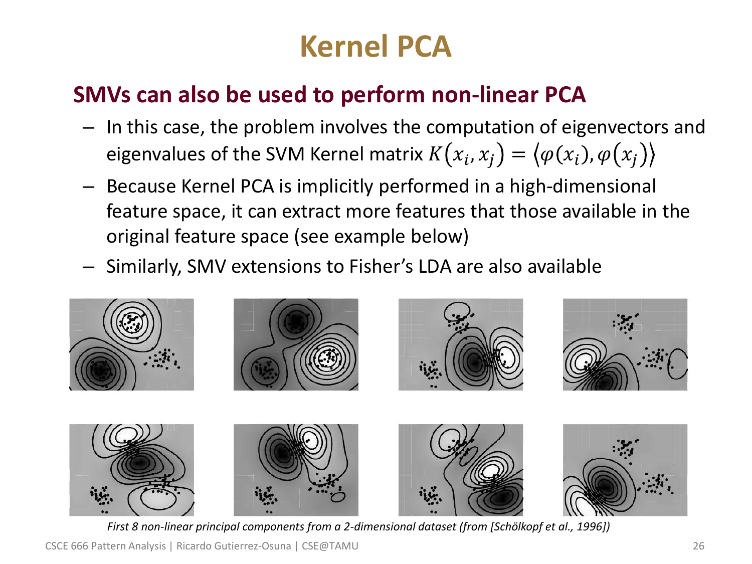# Kernel PCA

## SMVs can also be used to perform non-linear PCA

- In this case, the problem involves the computation of eigenvectors and eigenvalues of the SVM Kernel matrix $K(x_i, x_j) = \langle \varphi(x_i), \varphi(x_j) \rangle$
- Because Kernel PCA is implicitly performed in a high-dimensional feature space, it can extract more features that those available in the original feature space (see example below)
- Similarly, SMV extensions to Fisher's LDA are also available

*First 8 non-linear principal components from a 2-dimensional dataset (from [Schölkopf et al., 1996])*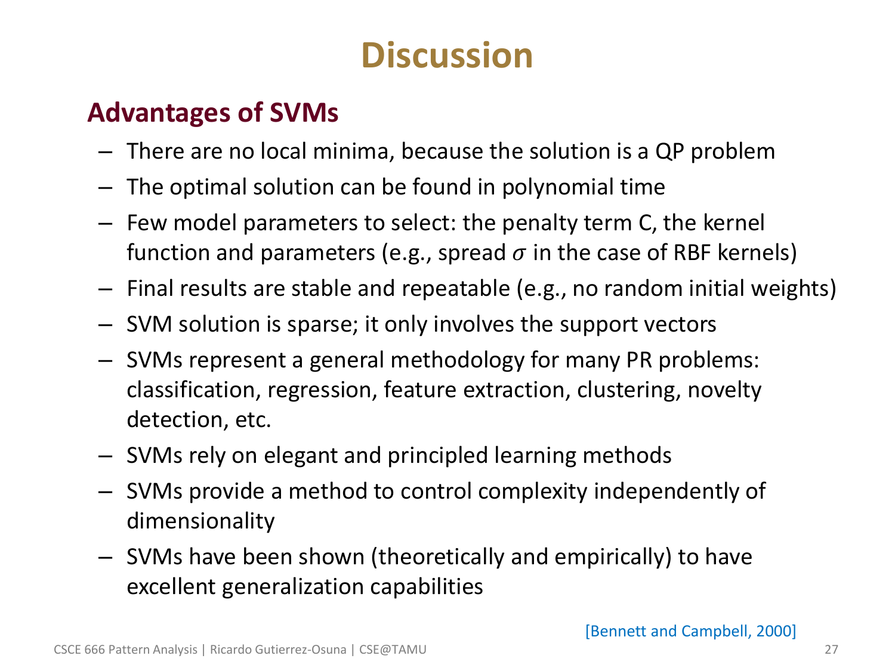# Discussion

## Advantages of SVMs

- There are no local minima, because the solution is a QP problem
- The optimal solution can be found in polynomial time
- Few model parameters to select: the penalty term C, the kernel function and parameters (e.g., spread $\sigma$ in the case of RBF kernels)
- Final results are stable and repeatable (e.g., no random initial weights)
- SVM solution is sparse; it only involves the support vectors
- SVMs represent a general methodology for many PR problems: classification, regression, feature extraction, clustering, novelty detection, etc.
- SVMs rely on elegant and principled learning methods
- SVMs provide a method to control complexity independently of dimensionality
- SVMs have been shown (theoretically and empirically) to have excellent generalization capabilities

[Bennett and Campbell, 2000]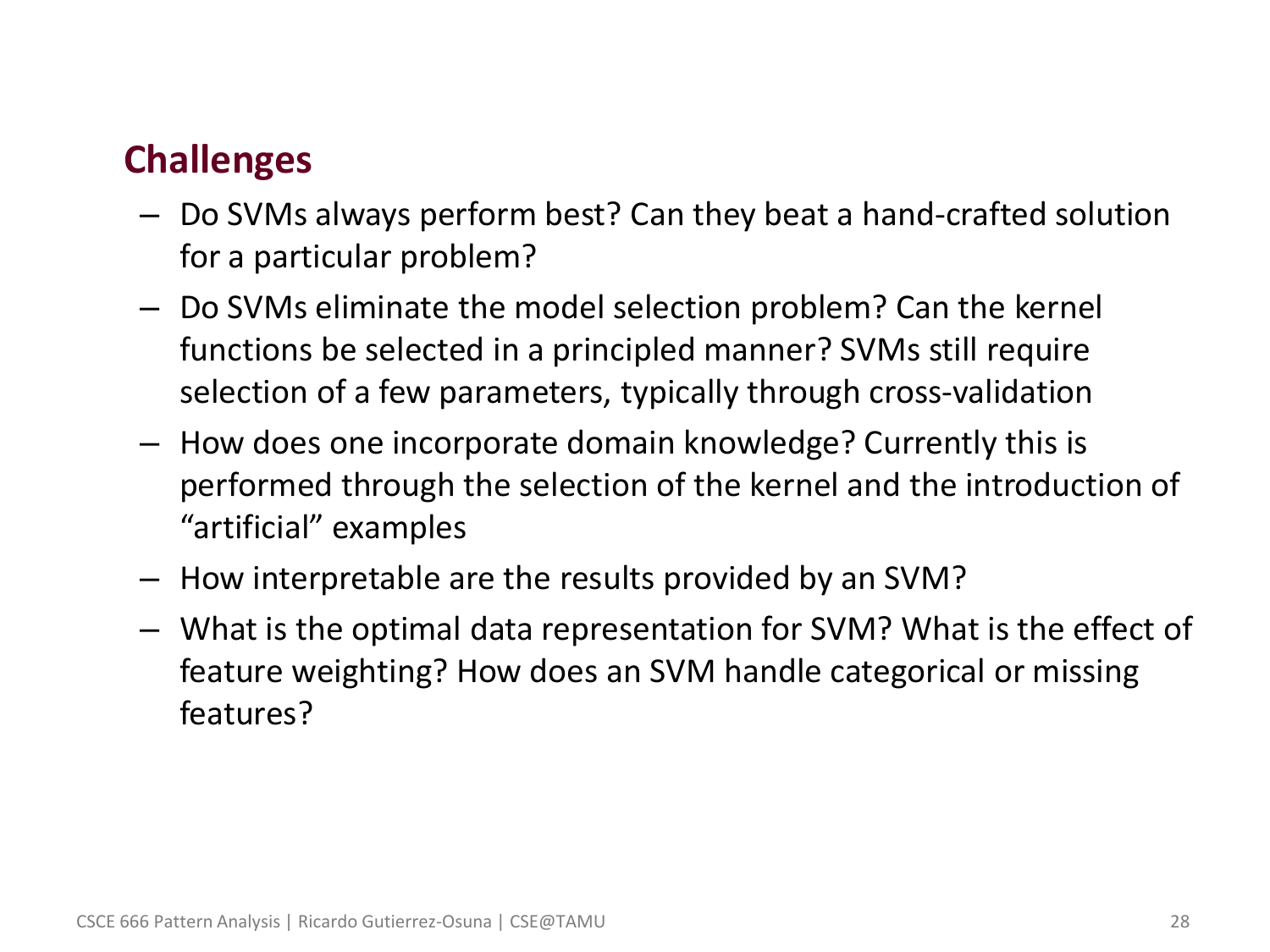## Challenges

- Do SVMs always perform best? Can they beat a hand-crafted solution for a particular problem?
- Do SVMs eliminate the model selection problem? Can the kernel functions be selected in a principled manner? SVMs still require selection of a few parameters, typically through cross-validation
- How does one incorporate domain knowledge? Currently this is performed through the selection of the kernel and the introduction of "artificial" examples
- How interpretable are the results provided by an SVM?
- What is the optimal data representation for SVM? What is the effect of feature weighting? How does an SVM handle categorical or missing features?